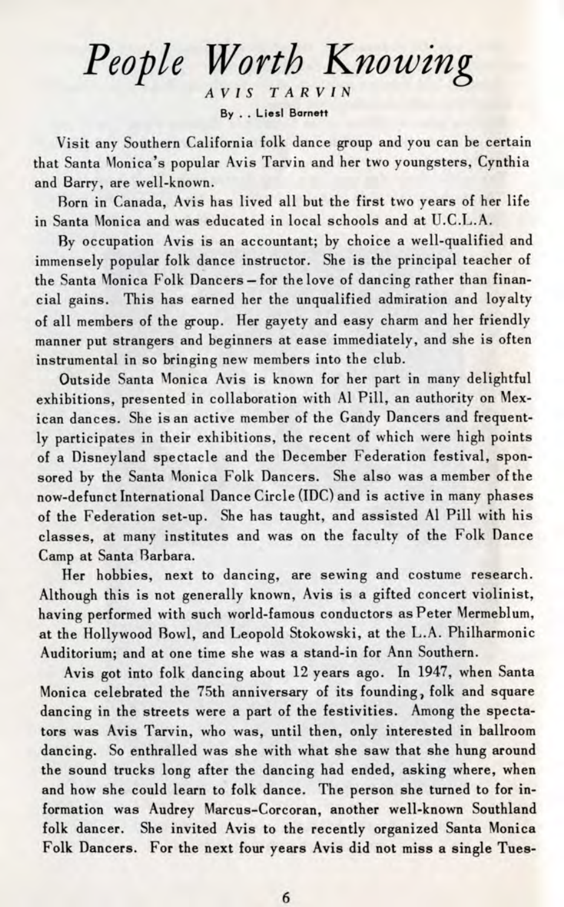# *People Worth Knowing*

## AVIS TARVIN

By . . Liesl Barnett

Visit any Southern California folk dance group and you can be certain that Santa Monica's popular Avis Tarvin and her two youngsters, Cynthia and Barry, are well-known.

Born in Canada, Avis has lived all but the first two years of her life in Santa Monica and was educated in local schools and at U.C.L.A.

By occupation Avis is an accountant; by choice a well-qualified and immensely popular folk dance instructor. She is the principal teacher of the Santa Monica Folk Dancers – for the love of dancing rather than financial gains. This has earned her the unqualified admiration and loyalty of all members of the group. Her gayety and easy charm and her friendly manner put strangers and beginners at ease immediately, and she is often instrumental in so bringing new members into the club.

Outside Santa Monica Avis is known for her part in many delightful exhibitions, presented in collaboration with Al Pill, an authority on Mexican dances. She is an active member of the Gandy Dancers and frequently participates in their exhibitions, the recent of which were high points of a Disneyland spectacle and the December Federation festival, sponsored by the Santa Monica Folk Dancers. She also was a member of the now-defunct International Dance Circle (IDC) and is active in many phases of the Federation set-up. She has taught, and assisted Al Pill with his classes, at many institutes and was on the faculty of the Folk Dance Camp at Santa Barbara.

Her hobbies, next to dancing, are sewing and costume research. Although this is not generally known, Avis is a gifted concert violinist, having performed with such world-famous conductors as Peter Mermeblum, at the Hollywood Bowl, and Leopold Stokowski, at the L.A. Philharmonic Auditorium; and at one time she was a stand-in for Ann Southern.

Avis got into folk dancing about 12 years ago. In 1947, when Santa Monica celebrated the 75th anniversary of its founding, folk and square dancing in the streets were a part of the festivities. Among the spectators was Avis Tarvin, who was, until then, only interested in ballroom dancing. So enthralled was she with what she saw that she hung around the sound trucks long after the dancing had ended, asking where, when and how she could learn to folk dance. The person she turned to for information was Audrey Marcus-Corcoran, another well-known Southland folk dancer. She invited Avis to the recently organized Santa Monica Folk Dancers. For the next four years Avis did not miss a single Tues-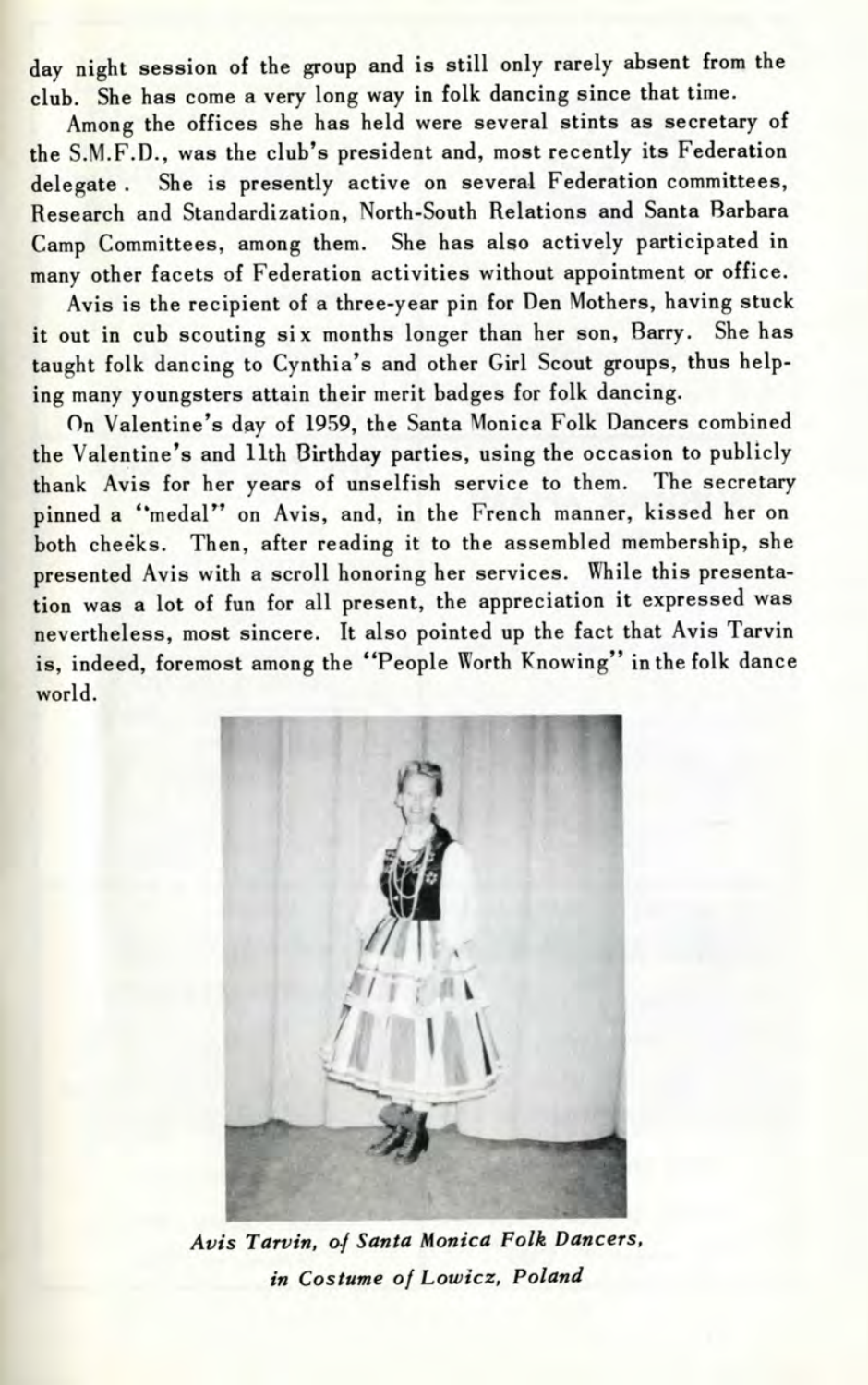day night session of the group and is still only rarely absent from the club. She has come a very long way in folk dancing since that time.

Among the offices she has held were several stints as secretary of the S.M.F.D., was the club's president and, most recently its Federation delegate. She is presently active on several Federation committees, Research and Standardization, North-South Relations and Santa Barbara Camp Committees, among them. She has also actively participated in many other facets of Federation activities without appointment or office.

Avis is the recipient of a three-year pin for Den Mothers, having stuck it out in cub scouting six months longer than her son, Barry. She has taught folk dancing to Cynthia's and other Girl Scout groups, thus helping many youngsters attain their merit badges for folk dancing.

On Valentine's day of 1959, the Santa Monica Folk Dancers combined the Valentine's and 11th Birthday parties, using the occasion to publicly thank Avis for her years of unselfish service to them. The secretary pinned a "medal" on Avis, and, in the French manner, kissed her on both cheeks. Then, after reading it to the assembled membership, she presented Avis with a scroll honoring her services. While this presentation was a lot of fun for all present, the appreciation it expressed was nevertheless, most sincere. It also pointed up the fact that Avis Tarvin is, indeed, foremost among the "People Worth Knowing" in the folk dance world.

*Avis Tarvin, of Santa Monica Folk Dancers, in Costume of Lowicz, Poland*